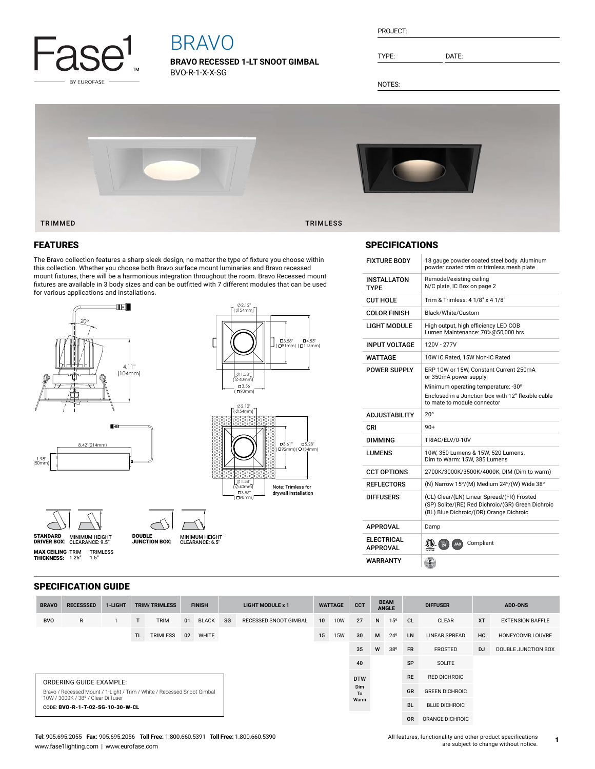Fase1™ BY EUROFASE

# BRAVO

**BRAVO RECESSED 1-LT SNOOT GIMBAL**
BVO-R-1-X-X-SG

PROJECT:

TYPE: DATE:

NOTES:

TRIMMED TRIMLESS

## FEATURES

The Bravo collection features a sharp sleek design, no matter the type of fixture you choose within this collection. Whether you choose both Bravo surface mount luminaries and Bravo recessed mount fixtures, there will be a harmonious integration throughout the room. Bravo Recessed mount fixtures are available in 3 body sizes and can be outfitted with 7 different modules that can be used for various applications and installations.

20° 4.11" (104mm)

8.42"(214mm) 1.98" (50mm)

⌀2.12" (⌀54mm) □3.58" (□91mm) □4.53" (□115mm) ⌀1.58" (⌀40mm) □3.56" (□90mm)

⌀2.12" (⌀54mm) □3.61" (□92mm) □5.28" (□134mm) ⌀1.58" (⌀40mm) □3.56" (□90mm)

Note: Trimless for drywall installation

**STANDARD DRIVER BOX:** MINIMUM HEIGHT CLEARANCE: 9.5"

**DOUBLE JUNCTION BOX:** MINIMUM HEIGHT CLEARANCE: 6.5"

**MAX CEILING THICKNESS:** TRIM 1.25" TRIMLESS 1.5"

## SPECIFICATIONS

| | |
|---|---|
| FIXTURE BODY | 18 gauge powder coated steel body. Aluminum powder coated trim or trimless mesh plate |
| INSTALLATON TYPE | Remodel/existing ceiling N/C plate, IC Box on page 2 |
| CUT HOLE | Trim & Trimless: 4 1/8" x 4 1/8" |
| COLOR FINISH | Black/White/Custom |
| LIGHT MODULE | High output, high efficiency LED COB Lumen Maintenance: 70%@50,000 hrs |
| INPUT VOLTAGE | 120V - 277V |
| WATTAGE | 10W IC Rated, 15W Non-IC Rated |
| POWER SUPPLY | ERP 10W or 15W, Constant Current 250mA or 350mA power supply<br>Minimum operating temperature: -30°<br>Enclosed in a Junction box with 12" flexible cable to mate to module connector |
| ADJUSTABILITY | 20° |
| CRI | 90+ |
| DIMMING | TRIAC/ELV/0-10V |
| LUMENS | 10W, 350 Lumens & 15W, 520 Lumens, Dim to Warm: 15W, 385 Lumens |
| CCT OPTIONS | 2700K/3000K/3500K/4000K, DIM (Dim to warm) |
| REFLECTORS | (N) Narrow 15°/(M) Medium 24°/(W) Wide 38° |
| DIFFUSERS | (CL) Clear/(LN) Linear Spread/(FR) Frosted (SP) Solite/(RE) Red Dichroic/(GR) Green Dichroic (BL) Blue Dichroic/(OR) Orange Dichroic |
| APPROVAL | Damp |
| ELECTRICAL APPROVAL | Compliant |
| WARRANTY | |

## SPECIFICATION GUIDE

| BRAVO | RECESSSED | 1-LIGHT | TRIM/ TRIMLESS | | FINISH | | LIGHT MODULE x 1 | | WATTAGE | | CCT | BEAM ANGLE | | DIFFUSER | | ADD-ONS | |
|---|---|---|---|---|---|---|---|---|---|---|---|---|---|---|---|---|---|
| BVO | R | 1 | T | TRIM | 01 | BLACK | SG | RECESSED SNOOT GIMBAL | 10 | 10W | 27 | N | 15º | CL | CLEAR | XT | EXTENSION BAFFLE |
| | | | TL | TRIMLESS | 02 | WHITE | | | 15 | 15W | 30 | M | 24º | LN | LINEAR SPREAD | HC | HONEYCOMB LOUVRE |
| | | | | | | | | | | | 35 | W | 38º | FR | FROSTED | DJ | DOUBLE JUNCTION BOX |
| | | | | | | | | | | | 40 | | | SP | SOLITE | | |
| | | | | | | | | | | | DTW Dim To Warm | | | RE | RED DICHROIC | | |
| | | | | | | | | | | | | | | GR | GREEN DICHROIC | | |
| | | | | | | | | | | | | | | BL | BLUE DICHROIC | | |
| | | | | | | | | | | | | | | OR | ORANGE DICHROIC | | |

ORDERING GUIDE EXAMPLE:

Bravo / Recessed Mount / 1-Light / Trim / White / Recessed Snoot Gimbal 10W / 3000K / 38° / Clear Diffuser

CODE: **BVO-R-1-T-02-SG-10-30-W-CL**

**Tel:** 905.695.2055 **Fax:** 905.695.2056 **Toll Free:** 1.800.660.5391 **Toll Free:** 1.800.660.5390
www.fase1lighting.com | www.eurofase.com

All features, functionality and other product specifications are subject to change without notice.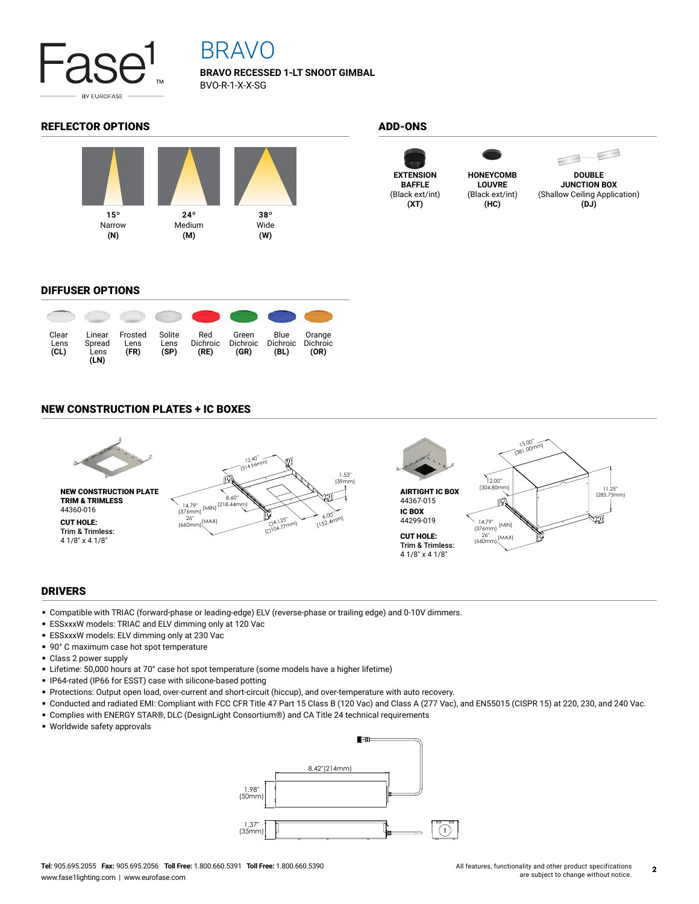# BRAVO

**BRAVO RECESSED 1-LT SNOOT GIMBAL**
BVO-R-1-X-X-SG

## REFLECTOR OPTIONS

| 15° Narrow (N) | 24° Medium (M) | 38° Wide (W) |
|---|---|---|

## ADD-ONS

- **EXTENSION BAFFLE** (Black ext/int) **(XT)**
- **HONEYCOMB LOUVRE** (Black ext/int) **(HC)**
- **DOUBLE JUNCTION BOX** (Shallow Ceiling Application) **(DJ)**

## DIFFUSER OPTIONS

| Clear Lens (CL) | Linear Spread Lens (LN) | Frosted Lens (FR) | Solite Lens (SP) | Red Dichroic (RE) | Green Dichroic (GR) | Blue Dichroic (BL) | Orange Dichroic (OR) |
|---|---|---|---|---|---|---|---|

## NEW CONSTRUCTION PLATES + IC BOXES

**NEW CONSTRUCTION PLATE TRIM & TRIMLESS**
44360-016

**CUT HOLE:**
Trim & Trimless:
4 1/8" x 4 1/8"

12.40" (314.96mm); 1.53" (39mm); 8.60" (218.44mm); 14.79" (376mm) (MIN); 26" (660mm) (MAX); □4.125" (□104.77mm); 6.00" (152.4mm)

**AIRTIGHT IC BOX**
44367-015

**IC BOX**
44299-019

**CUT HOLE:**
Trim & Trimless:
4 1/8" x 4 1/8"

15.00" (381.00mm); 12.00" (304.80mm); 11.25" (285.75mm); 14.79" (376mm) (MIN); 26" (660mm) (MAX)

## DRIVERS

- Compatible with TRIAC (forward-phase or leading-edge) ELV (reverse-phase or trailing edge) and 0-10V dimmers.
- ESSxxxW models: TRIAC and ELV dimming only at 120 Vac
- ESSxxxW models: ELV dimming only at 230 Vac
- 90° C maximum case hot spot temperature
- Class 2 power supply
- Lifetime: 50,000 hours at 70° case hot spot temperature (some models have a higher lifetime)
- IP64-rated (IP66 for ESST) case with silicone-based potting
- Protections: Output open load, over-current and short-circuit (hiccup), and over-temperature with auto recovery.
- Conducted and radiated EMI: Compliant with FCC CFR Title 47 Part 15 Class B (120 Vac) and Class A (277 Vac), and EN55015 (CISPR 15) at 220, 230, and 240 Vac.
- Complies with ENERGY STAR®, DLC (DesignLight Consortium®) and CA Title 24 technical requirements
- Worldwide safety approvals

8.42" (214mm); 1.98" (50mm); 1.37" (35mm)

**Tel:** 905.695.2055 **Fax:** 905.695.2056 **Toll Free:** 1.800.660.5391 **Toll Free:** 1.800.660.5390
www.fase1lighting.com | www.eurofase.com

All features, functionality and other product specifications are subject to change without notice.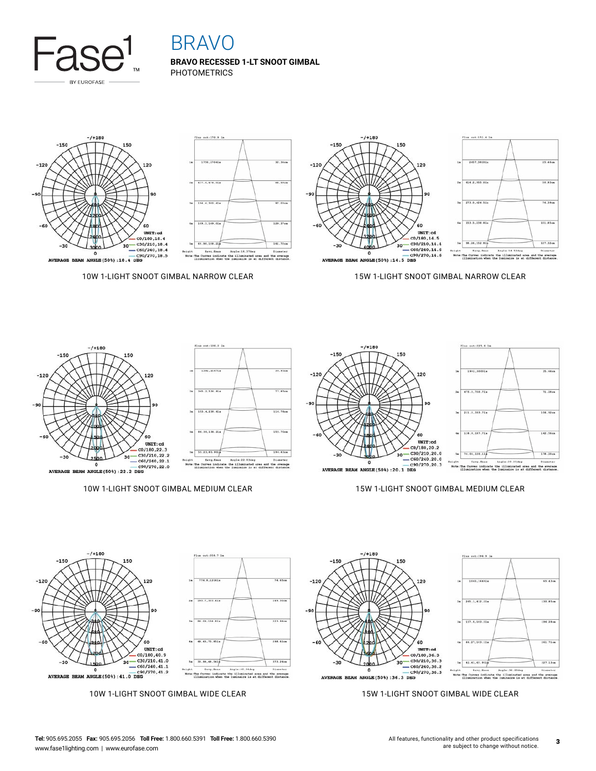# BRAVO

**BRAVO RECESSED 1-LT SNOOT GIMBAL**

PHOTOMETRICS

AVERAGE BEAM ANGLE(50%):18.4 DEG

UNIT:cd
C0/180,18.4
C30/210,18.4
C60/240,18.4
C90/270,18.5

10W 1-LIGHT SNOOT GIMBAL NARROW CLEAR

AVERAGE BEAM ANGLE(50%):14.5 DEG

UNIT:cd
C0/180,14.5
C30/210,14.4
C60/240,14.6
C90/270,14.6

15W 1-LIGHT SNOOT GIMBAL NARROW CLEAR

AVERAGE BEAM ANGLE(50%):22.2 DEG

UNIT:cd
C0/180,22.3
C30/210,22.2
C60/240,22.1
C90/270,22.0

10W 1-LIGHT SNOOT GIMBAL MEDIUM CLEAR

AVERAGE BEAM ANGLE(50%):20.1 DEG

UNIT:cd
C0/180,20.2
C30/210,20.0
C60/240,20.0
C90/270,20.3

15W 1-LIGHT SNOOT GIMBAL MEDIUM CLEAR

AVERAGE BEAM ANGLE(50%):41.0 DEG

UNIT:cd
C0/180,40.9
C30/210,41.0
C60/240,41.1
C90/270,41.2

10W 1-LIGHT SNOOT GIMBAL WIDE CLEAR

AVERAGE BEAM ANGLE(50%):36.3 DEG

UNIT:cd
C0/180,36.3
C30/210,36.3
C60/240,36.2
C90/270,36.3

15W 1-LIGHT SNOOT GIMBAL WIDE CLEAR

Note: The Curves indicate the illuminated area and the average illumination when the luminaire is at different distance.

**Tel:** 905.695.2055 **Fax:** 905.695.2056 **Toll Free:** 1.800.660.5391 **Toll Free:** 1.800.660.5390
www.fase1lighting.com | www.eurofase.com

All features, functionality and other product specifications are subject to change without notice.